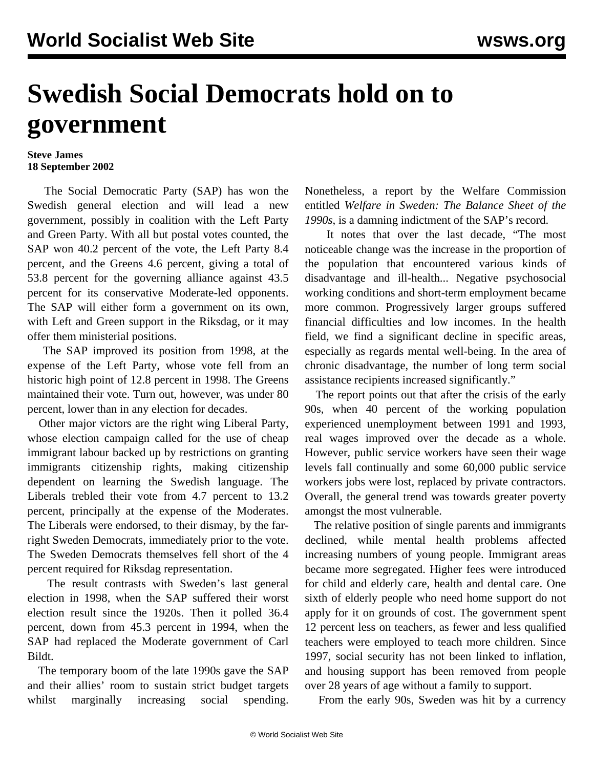# Swedish Social Democrats hold on to government

**Steve James**
**18 September 2002**

The Social Democratic Party (SAP) has won the Swedish general election and will lead a new government, possibly in coalition with the Left Party and Green Party. With all but postal votes counted, the SAP won 40.2 percent of the vote, the Left Party 8.4 percent, and the Greens 4.6 percent, giving a total of 53.8 percent for the governing alliance against 43.5 percent for its conservative Moderate-led opponents. The SAP will either form a government on its own, with Left and Green support in the Riksdag, or it may offer them ministerial positions.

The SAP improved its position from 1998, at the expense of the Left Party, whose vote fell from an historic high point of 12.8 percent in 1998. The Greens maintained their vote. Turn out, however, was under 80 percent, lower than in any election for decades.

Other major victors are the right wing Liberal Party, whose election campaign called for the use of cheap immigrant labour backed up by restrictions on granting immigrants citizenship rights, making citizenship dependent on learning the Swedish language. The Liberals trebled their vote from 4.7 percent to 13.2 percent, principally at the expense of the Moderates. The Liberals were endorsed, to their dismay, by the far-right Sweden Democrats, immediately prior to the vote. The Sweden Democrats themselves fell short of the 4 percent required for Riksdag representation.

The result contrasts with Sweden's last general election in 1998, when the SAP suffered their worst election result since the 1920s. Then it polled 36.4 percent, down from 45.3 percent in 1994, when the SAP had replaced the Moderate government of Carl Bildt.

The temporary boom of the late 1990s gave the SAP and their allies' room to sustain strict budget targets whilst marginally increasing social spending. Nonetheless, a report by the Welfare Commission entitled *Welfare in Sweden: The Balance Sheet of the 1990s*, is a damning indictment of the SAP's record.

It notes that over the last decade, "The most noticeable change was the increase in the proportion of the population that encountered various kinds of disadvantage and ill-health... Negative psychosocial working conditions and short-term employment became more common. Progressively larger groups suffered financial difficulties and low incomes. In the health field, we find a significant decline in specific areas, especially as regards mental well-being. In the area of chronic disadvantage, the number of long term social assistance recipients increased significantly."

The report points out that after the crisis of the early 90s, when 40 percent of the working population experienced unemployment between 1991 and 1993, real wages improved over the decade as a whole. However, public service workers have seen their wage levels fall continually and some 60,000 public service workers jobs were lost, replaced by private contractors. Overall, the general trend was towards greater poverty amongst the most vulnerable.

The relative position of single parents and immigrants declined, while mental health problems affected increasing numbers of young people. Immigrant areas became more segregated. Higher fees were introduced for child and elderly care, health and dental care. One sixth of elderly people who need home support do not apply for it on grounds of cost. The government spent 12 percent less on teachers, as fewer and less qualified teachers were employed to teach more children. Since 1997, social security has not been linked to inflation, and housing support has been removed from people over 28 years of age without a family to support.

From the early 90s, Sweden was hit by a currency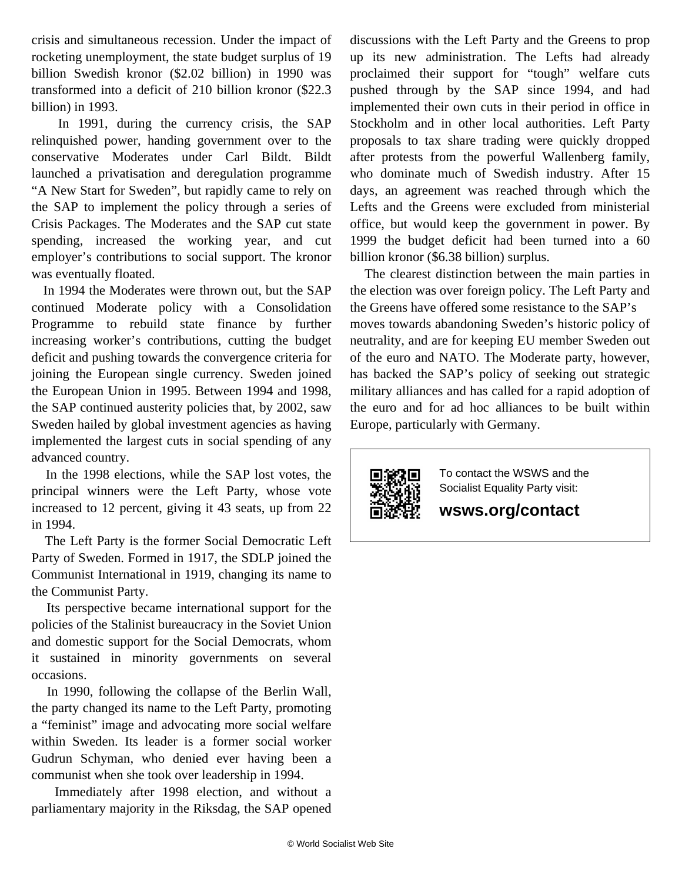crisis and simultaneous recession. Under the impact of rocketing unemployment, the state budget surplus of 19 billion Swedish kronor ($2.02 billion) in 1990 was transformed into a deficit of 210 billion kronor ($22.3 billion) in 1993.

In 1991, during the currency crisis, the SAP relinquished power, handing government over to the conservative Moderates under Carl Bildt. Bildt launched a privatisation and deregulation programme "A New Start for Sweden", but rapidly came to rely on the SAP to implement the policy through a series of Crisis Packages. The Moderates and the SAP cut state spending, increased the working year, and cut employer's contributions to social support. The kronor was eventually floated.

In 1994 the Moderates were thrown out, but the SAP continued Moderate policy with a Consolidation Programme to rebuild state finance by further increasing worker's contributions, cutting the budget deficit and pushing towards the convergence criteria for joining the European single currency. Sweden joined the European Union in 1995. Between 1994 and 1998, the SAP continued austerity policies that, by 2002, saw Sweden hailed by global investment agencies as having implemented the largest cuts in social spending of any advanced country.

In the 1998 elections, while the SAP lost votes, the principal winners were the Left Party, whose vote increased to 12 percent, giving it 43 seats, up from 22 in 1994.

The Left Party is the former Social Democratic Left Party of Sweden. Formed in 1917, the SDLP joined the Communist International in 1919, changing its name to the Communist Party.

Its perspective became international support for the policies of the Stalinist bureaucracy in the Soviet Union and domestic support for the Social Democrats, whom it sustained in minority governments on several occasions.

In 1990, following the collapse of the Berlin Wall, the party changed its name to the Left Party, promoting a "feminist" image and advocating more social welfare within Sweden. Its leader is a former social worker Gudrun Schyman, who denied ever having been a communist when she took over leadership in 1994.

Immediately after 1998 election, and without a parliamentary majority in the Riksdag, the SAP opened discussions with the Left Party and the Greens to prop up its new administration. The Lefts had already proclaimed their support for "tough" welfare cuts pushed through by the SAP since 1994, and had implemented their own cuts in their period in office in Stockholm and in other local authorities. Left Party proposals to tax share trading were quickly dropped after protests from the powerful Wallenberg family, who dominate much of Swedish industry. After 15 days, an agreement was reached through which the Lefts and the Greens were excluded from ministerial office, but would keep the government in power. By 1999 the budget deficit had been turned into a 60 billion kronor ($6.38 billion) surplus.

The clearest distinction between the main parties in the election was over foreign policy. The Left Party and the Greens have offered some resistance to the SAP's moves towards abandoning Sweden's historic policy of neutrality, and are for keeping EU member Sweden out of the euro and NATO. The Moderate party, however, has backed the SAP's policy of seeking out strategic military alliances and has called for a rapid adoption of the euro and for ad hoc alliances to be built within Europe, particularly with Germany.

To contact the WSWS and the Socialist Equality Party visit:

**wsws.org/contact**